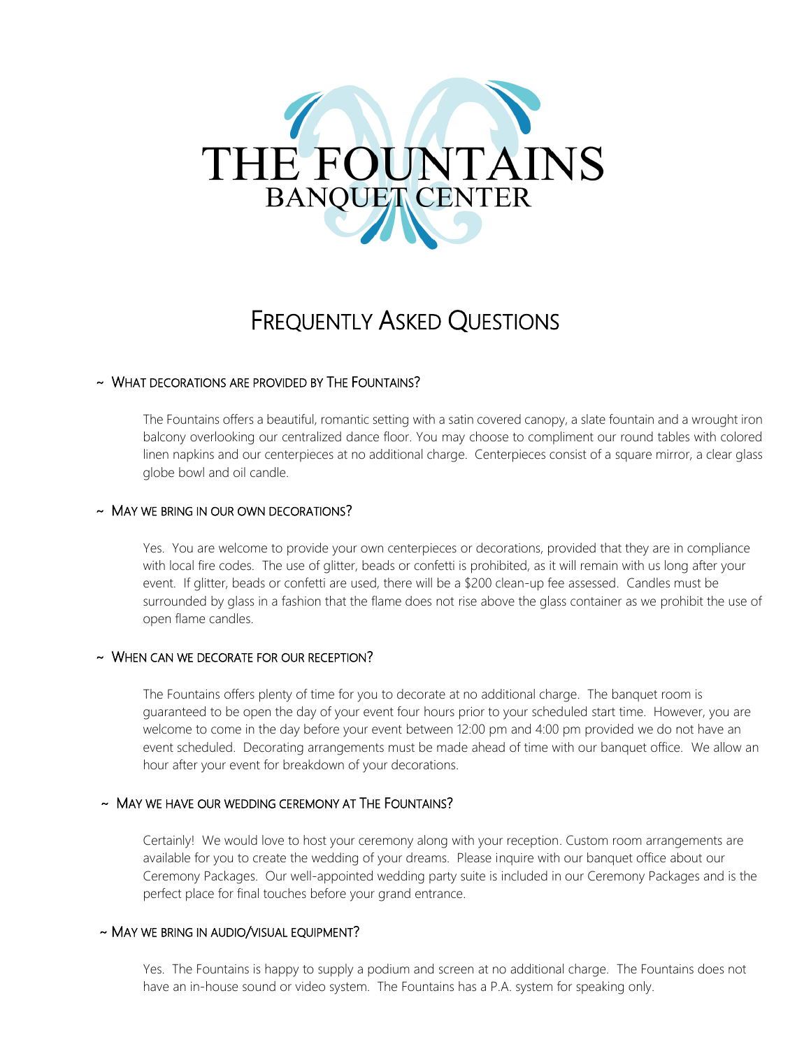# THE FOUNTAINS
## BANQUET CENTER

# Frequently Asked Questions

### ~ What decorations are provided by The Fountains?

The Fountains offers a beautiful, romantic setting with a satin covered canopy, a slate fountain and a wrought iron balcony overlooking our centralized dance floor. You may choose to compliment our round tables with colored linen napkins and our centerpieces at no additional charge. Centerpieces consist of a square mirror, a clear glass globe bowl and oil candle.

### ~ May we bring in our own decorations?

Yes. You are welcome to provide your own centerpieces or decorations, provided that they are in compliance with local fire codes. The use of glitter, beads or confetti is prohibited, as it will remain with us long after your event. If glitter, beads or confetti are used, there will be a $200 clean-up fee assessed. Candles must be surrounded by glass in a fashion that the flame does not rise above the glass container as we prohibit the use of open flame candles.

### ~ When can we decorate for our reception?

The Fountains offers plenty of time for you to decorate at no additional charge. The banquet room is guaranteed to be open the day of your event four hours prior to your scheduled start time. However, you are welcome to come in the day before your event between 12:00 pm and 4:00 pm provided we do not have an event scheduled. Decorating arrangements must be made ahead of time with our banquet office. We allow an hour after your event for breakdown of your decorations.

### ~ May we have our wedding ceremony at The Fountains?

Certainly! We would love to host your ceremony along with your reception. Custom room arrangements are available for you to create the wedding of your dreams. Please inquire with our banquet office about our Ceremony Packages. Our well-appointed wedding party suite is included in our Ceremony Packages and is the perfect place for final touches before your grand entrance.

### ~ May we bring in audio/visual equipment?

Yes. The Fountains is happy to supply a podium and screen at no additional charge. The Fountains does not have an in-house sound or video system. The Fountains has a P.A. system for speaking only.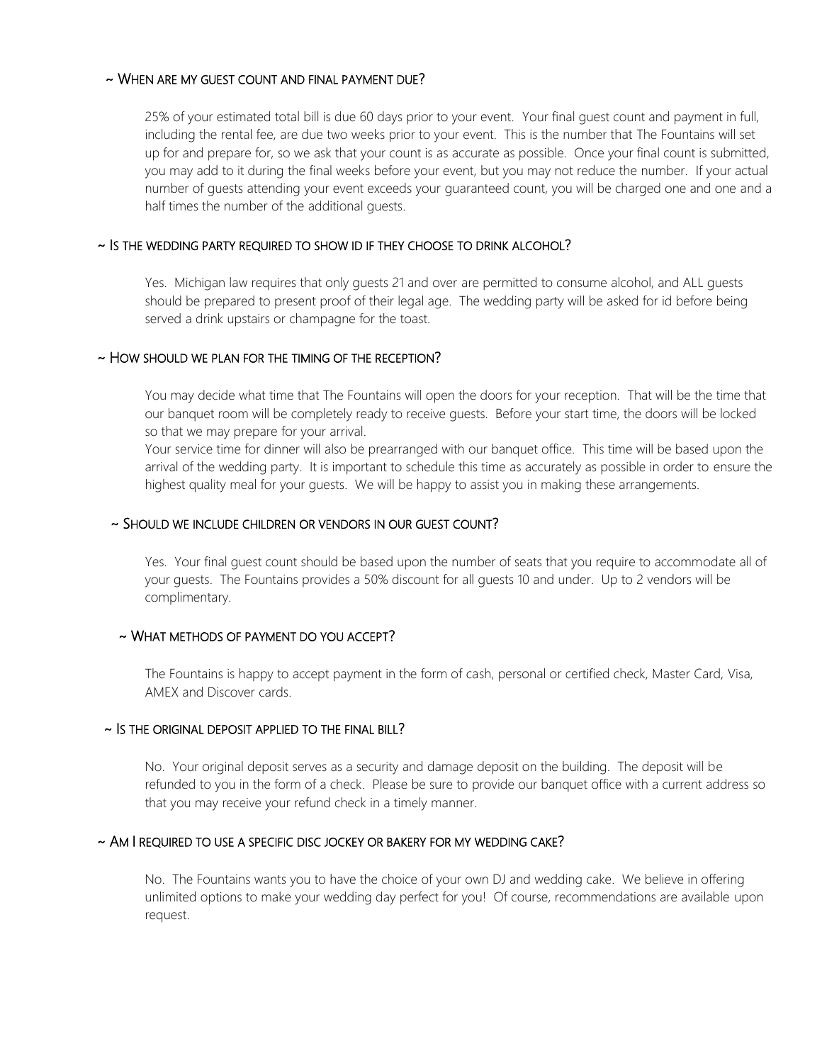## ~ When are my guest count and final payment due?

25% of your estimated total bill is due 60 days prior to your event. Your final guest count and payment in full, including the rental fee, are due two weeks prior to your event. This is the number that The Fountains will set up for and prepare for, so we ask that your count is as accurate as possible. Once your final count is submitted, you may add to it during the final weeks before your event, but you may not reduce the number. If your actual number of guests attending your event exceeds your guaranteed count, you will be charged one and one and a half times the number of the additional guests.

## ~ Is the wedding party required to show ID if they choose to drink alcohol?

Yes. Michigan law requires that only guests 21 and over are permitted to consume alcohol, and ALL guests should be prepared to present proof of their legal age. The wedding party will be asked for id before being served a drink upstairs or champagne for the toast.

## ~ How should we plan for the timing of the reception?

You may decide what time that The Fountains will open the doors for your reception. That will be the time that our banquet room will be completely ready to receive guests. Before your start time, the doors will be locked so that we may prepare for your arrival.

Your service time for dinner will also be prearranged with our banquet office. This time will be based upon the arrival of the wedding party. It is important to schedule this time as accurately as possible in order to ensure the highest quality meal for your guests. We will be happy to assist you in making these arrangements.

## ~ Should we include children or vendors in our guest count?

Yes. Your final guest count should be based upon the number of seats that you require to accommodate all of your guests. The Fountains provides a 50% discount for all guests 10 and under. Up to 2 vendors will be complimentary.

## ~ What methods of payment do you accept?

The Fountains is happy to accept payment in the form of cash, personal or certified check, Master Card, Visa, AMEX and Discover cards.

## ~ Is the original deposit applied to the final bill?

No. Your original deposit serves as a security and damage deposit on the building. The deposit will be refunded to you in the form of a check. Please be sure to provide our banquet office with a current address so that you may receive your refund check in a timely manner.

## ~ Am I required to use a specific disc jockey or bakery for my wedding cake?

No. The Fountains wants you to have the choice of your own DJ and wedding cake. We believe in offering unlimited options to make your wedding day perfect for you! Of course, recommendations are available upon request.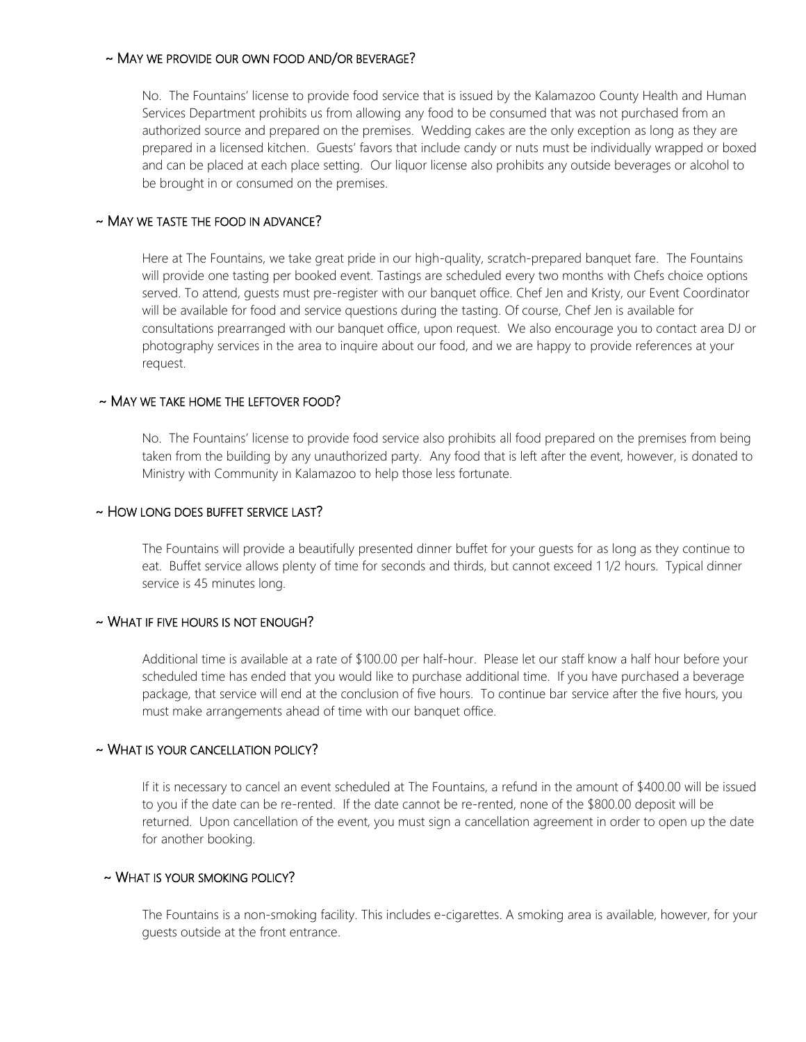## ~ May we provide our own food and/or beverage?

No. The Fountains' license to provide food service that is issued by the Kalamazoo County Health and Human Services Department prohibits us from allowing any food to be consumed that was not purchased from an authorized source and prepared on the premises. Wedding cakes are the only exception as long as they are prepared in a licensed kitchen. Guests' favors that include candy or nuts must be individually wrapped or boxed and can be placed at each place setting. Our liquor license also prohibits any outside beverages or alcohol to be brought in or consumed on the premises.

## ~ May we taste the food in advance?

Here at The Fountains, we take great pride in our high-quality, scratch-prepared banquet fare. The Fountains will provide one tasting per booked event. Tastings are scheduled every two months with Chefs choice options served. To attend, guests must pre-register with our banquet office. Chef Jen and Kristy, our Event Coordinator will be available for food and service questions during the tasting. Of course, Chef Jen is available for consultations prearranged with our banquet office, upon request. We also encourage you to contact area DJ or photography services in the area to inquire about our food, and we are happy to provide references at your request.

## ~ May we take home the leftover food?

No. The Fountains' license to provide food service also prohibits all food prepared on the premises from being taken from the building by any unauthorized party. Any food that is left after the event, however, is donated to Ministry with Community in Kalamazoo to help those less fortunate.

## ~ How long does buffet service last?

The Fountains will provide a beautifully presented dinner buffet for your guests for as long as they continue to eat. Buffet service allows plenty of time for seconds and thirds, but cannot exceed 1 1/2 hours. Typical dinner service is 45 minutes long.

## ~ What if five hours is not enough?

Additional time is available at a rate of $100.00 per half-hour. Please let our staff know a half hour before your scheduled time has ended that you would like to purchase additional time. If you have purchased a beverage package, that service will end at the conclusion of five hours. To continue bar service after the five hours, you must make arrangements ahead of time with our banquet office.

## ~ What is your cancellation policy?

If it is necessary to cancel an event scheduled at The Fountains, a refund in the amount of $400.00 will be issued to you if the date can be re-rented. If the date cannot be re-rented, none of the $800.00 deposit will be returned. Upon cancellation of the event, you must sign a cancellation agreement in order to open up the date for another booking.

## ~ What is your smoking policy?

The Fountains is a non-smoking facility. This includes e-cigarettes. A smoking area is available, however, for your guests outside at the front entrance.